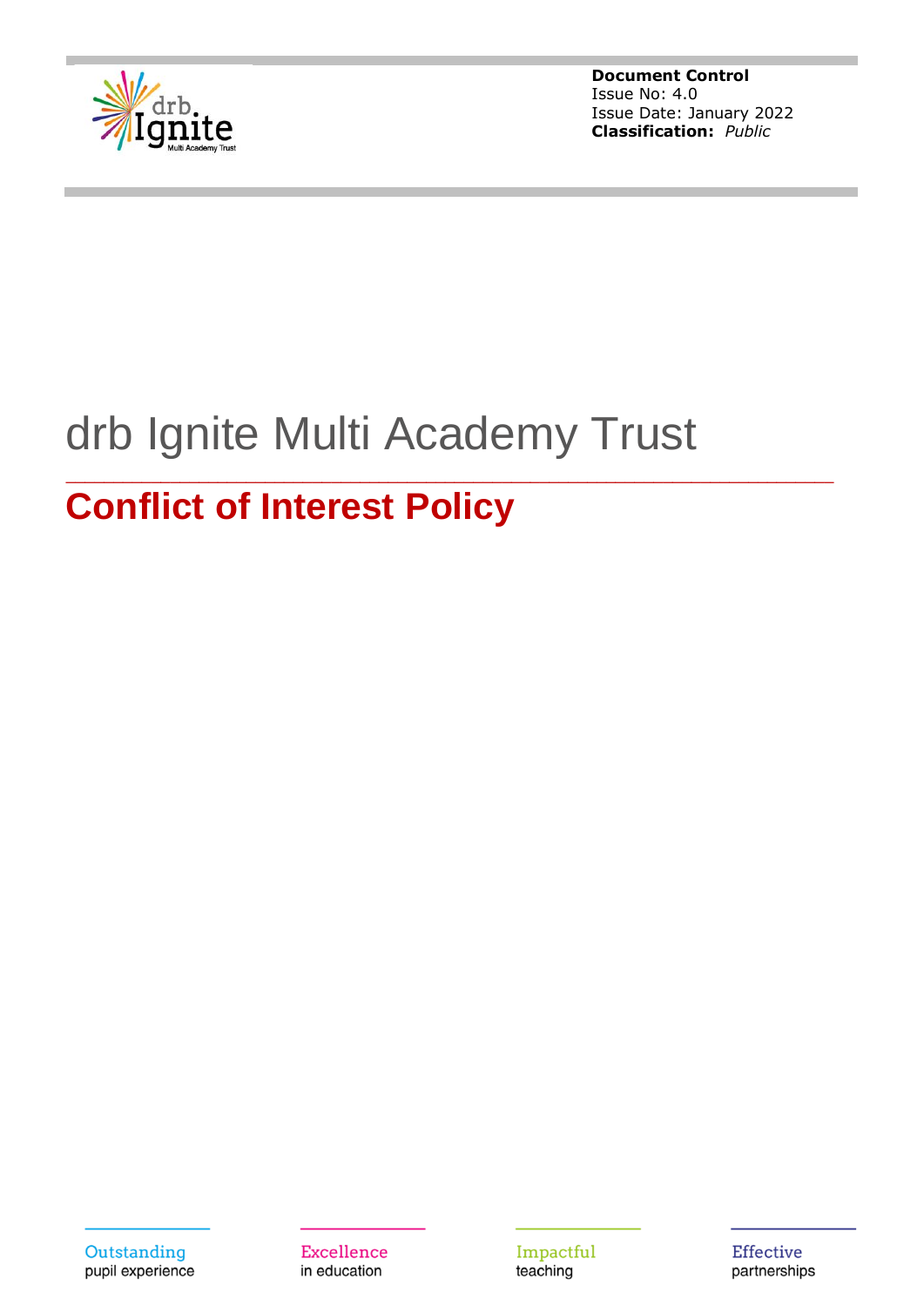**Document Control**
Issue No: 4.0
Issue Date: January 2022
**Classification:** *Public*

# drb Ignite Multi Academy Trust

## Conflict of Interest Policy

Outstanding pupil experience

Excellence in education

Impactful teaching

Effective partnerships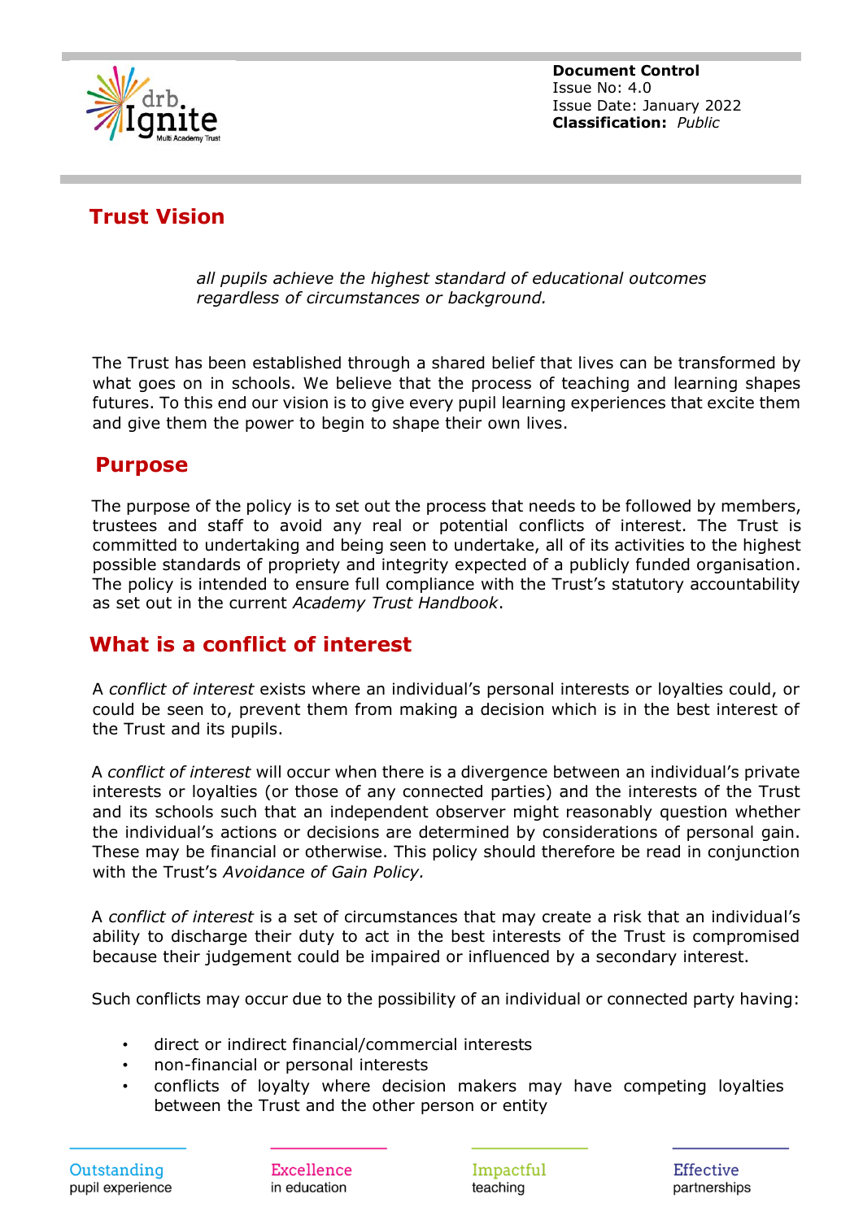## Trust Vision

*all pupils achieve the highest standard of educational outcomes regardless of circumstances or background.*

The Trust has been established through a shared belief that lives can be transformed by what goes on in schools. We believe that the process of teaching and learning shapes futures. To this end our vision is to give every pupil learning experiences that excite them and give them the power to begin to shape their own lives.

## Purpose

The purpose of the policy is to set out the process that needs to be followed by members, trustees and staff to avoid any real or potential conflicts of interest. The Trust is committed to undertaking and being seen to undertake, all of its activities to the highest possible standards of propriety and integrity expected of a publicly funded organisation. The policy is intended to ensure full compliance with the Trust's statutory accountability as set out in the current *Academy Trust Handbook*.

## What is a conflict of interest

A *conflict of interest* exists where an individual's personal interests or loyalties could, or could be seen to, prevent them from making a decision which is in the best interest of the Trust and its pupils.

A *conflict of interest* will occur when there is a divergence between an individual's private interests or loyalties (or those of any connected parties) and the interests of the Trust and its schools such that an independent observer might reasonably question whether the individual's actions or decisions are determined by considerations of personal gain. These may be financial or otherwise. This policy should therefore be read in conjunction with the Trust's *Avoidance of Gain Policy.*

A *conflict of interest* is a set of circumstances that may create a risk that an individual's ability to discharge their duty to act in the best interests of the Trust is compromised because their judgement could be impaired or influenced by a secondary interest.

Such conflicts may occur due to the possibility of an individual or connected party having:

- direct or indirect financial/commercial interests
- non-financial or personal interests
- conflicts of loyalty where decision makers may have competing loyalties between the Trust and the other person or entity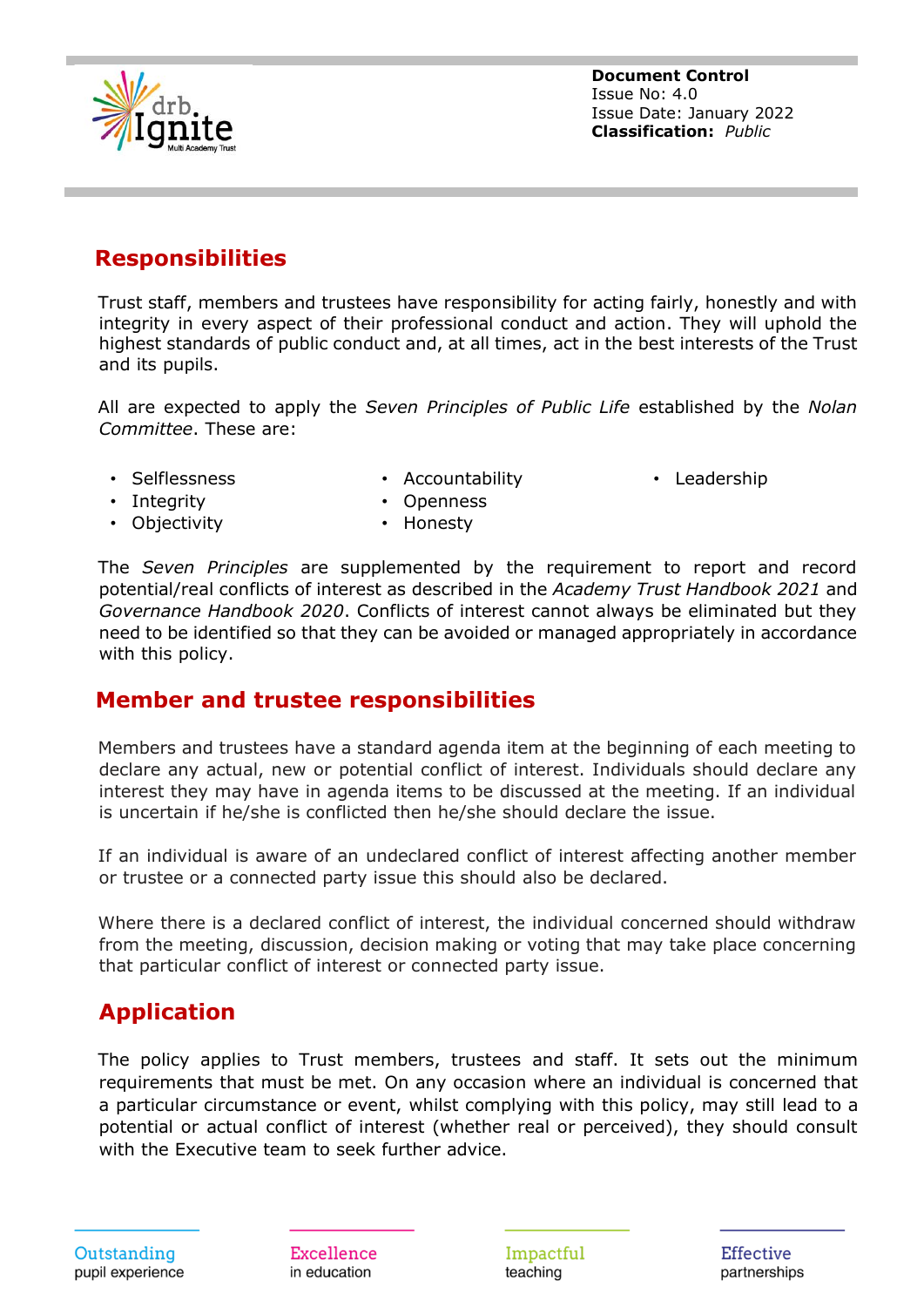## Responsibilities

Trust staff, members and trustees have responsibility for acting fairly, honestly and with integrity in every aspect of their professional conduct and action. They will uphold the highest standards of public conduct and, at all times, act in the best interests of the Trust and its pupils.

All are expected to apply the *Seven Principles of Public Life* established by the *Nolan Committee*. These are:

- Selflessness
- Integrity
- Objectivity
- Accountability
- Openness
- Honesty
- Leadership

The *Seven Principles* are supplemented by the requirement to report and record potential/real conflicts of interest as described in the *Academy Trust Handbook 2021* and *Governance Handbook 2020*. Conflicts of interest cannot always be eliminated but they need to be identified so that they can be avoided or managed appropriately in accordance with this policy.

## Member and trustee responsibilities

Members and trustees have a standard agenda item at the beginning of each meeting to declare any actual, new or potential conflict of interest. Individuals should declare any interest they may have in agenda items to be discussed at the meeting. If an individual is uncertain if he/she is conflicted then he/she should declare the issue.

If an individual is aware of an undeclared conflict of interest affecting another member or trustee or a connected party issue this should also be declared.

Where there is a declared conflict of interest, the individual concerned should withdraw from the meeting, discussion, decision making or voting that may take place concerning that particular conflict of interest or connected party issue.

## Application

The policy applies to Trust members, trustees and staff. It sets out the minimum requirements that must be met. On any occasion where an individual is concerned that a particular circumstance or event, whilst complying with this policy, may still lead to a potential or actual conflict of interest (whether real or perceived), they should consult with the Executive team to seek further advice.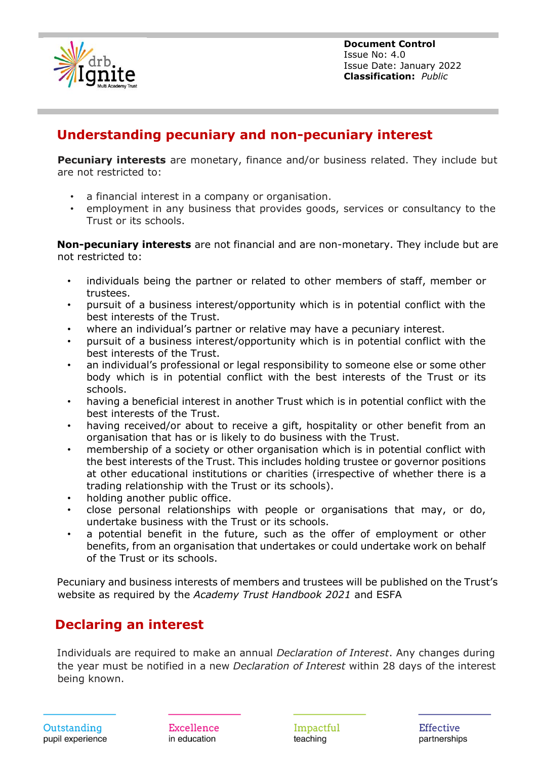## Understanding pecuniary and non-pecuniary interest

**Pecuniary interests** are monetary, finance and/or business related. They include but are not restricted to:

- a financial interest in a company or organisation.
- employment in any business that provides goods, services or consultancy to the Trust or its schools.

**Non-pecuniary interests** are not financial and are non-monetary. They include but are not restricted to:

- individuals being the partner or related to other members of staff, member or trustees.
- pursuit of a business interest/opportunity which is in potential conflict with the best interests of the Trust.
- where an individual's partner or relative may have a pecuniary interest.
- pursuit of a business interest/opportunity which is in potential conflict with the best interests of the Trust.
- an individual's professional or legal responsibility to someone else or some other body which is in potential conflict with the best interests of the Trust or its schools.
- having a beneficial interest in another Trust which is in potential conflict with the best interests of the Trust.
- having received/or about to receive a gift, hospitality or other benefit from an organisation that has or is likely to do business with the Trust.
- membership of a society or other organisation which is in potential conflict with the best interests of the Trust. This includes holding trustee or governor positions at other educational institutions or charities (irrespective of whether there is a trading relationship with the Trust or its schools).
- holding another public office.
- close personal relationships with people or organisations that may, or do, undertake business with the Trust or its schools.
- a potential benefit in the future, such as the offer of employment or other benefits, from an organisation that undertakes or could undertake work on behalf of the Trust or its schools.

Pecuniary and business interests of members and trustees will be published on the Trust's website as required by the *Academy Trust Handbook 2021* and ESFA

## Declaring an interest

Individuals are required to make an annual *Declaration of Interest*. Any changes during the year must be notified in a new *Declaration of Interest* within 28 days of the interest being known.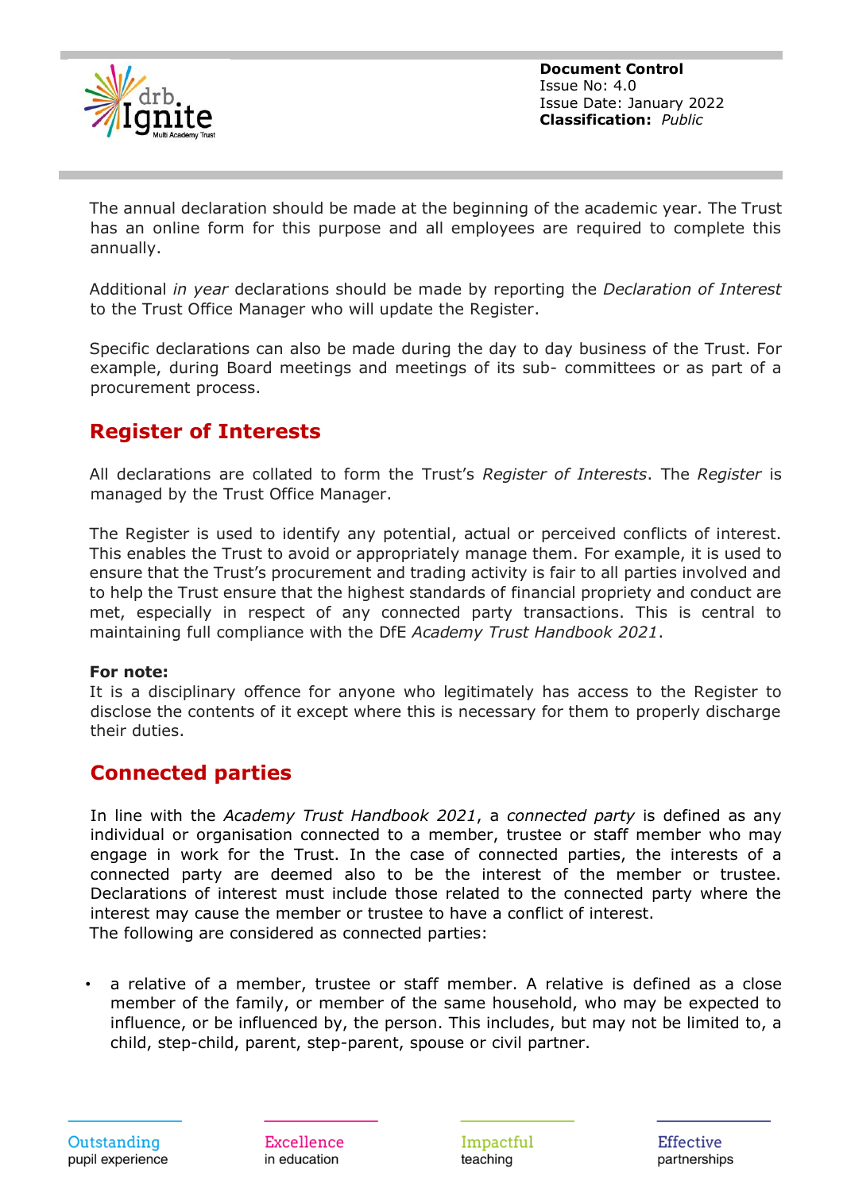The annual declaration should be made at the beginning of the academic year. The Trust has an online form for this purpose and all employees are required to complete this annually.

Additional *in year* declarations should be made by reporting the *Declaration of Interest* to the Trust Office Manager who will update the Register.

Specific declarations can also be made during the day to day business of the Trust. For example, during Board meetings and meetings of its sub- committees or as part of a procurement process.

## Register of Interests

All declarations are collated to form the Trust's *Register of Interests*. The *Register* is managed by the Trust Office Manager.

The Register is used to identify any potential, actual or perceived conflicts of interest. This enables the Trust to avoid or appropriately manage them. For example, it is used to ensure that the Trust's procurement and trading activity is fair to all parties involved and to help the Trust ensure that the highest standards of financial propriety and conduct are met, especially in respect of any connected party transactions. This is central to maintaining full compliance with the DfE *Academy Trust Handbook 2021*.

**For note:**
It is a disciplinary offence for anyone who legitimately has access to the Register to disclose the contents of it except where this is necessary for them to properly discharge their duties.

## Connected parties

In line with the *Academy Trust Handbook 2021*, a *connected party* is defined as any individual or organisation connected to a member, trustee or staff member who may engage in work for the Trust. In the case of connected parties, the interests of a connected party are deemed also to be the interest of the member or trustee. Declarations of interest must include those related to the connected party where the interest may cause the member or trustee to have a conflict of interest.
The following are considered as connected parties:

- a relative of a member, trustee or staff member. A relative is defined as a close member of the family, or member of the same household, who may be expected to influence, or be influenced by, the person. This includes, but may not be limited to, a child, step-child, parent, step-parent, spouse or civil partner.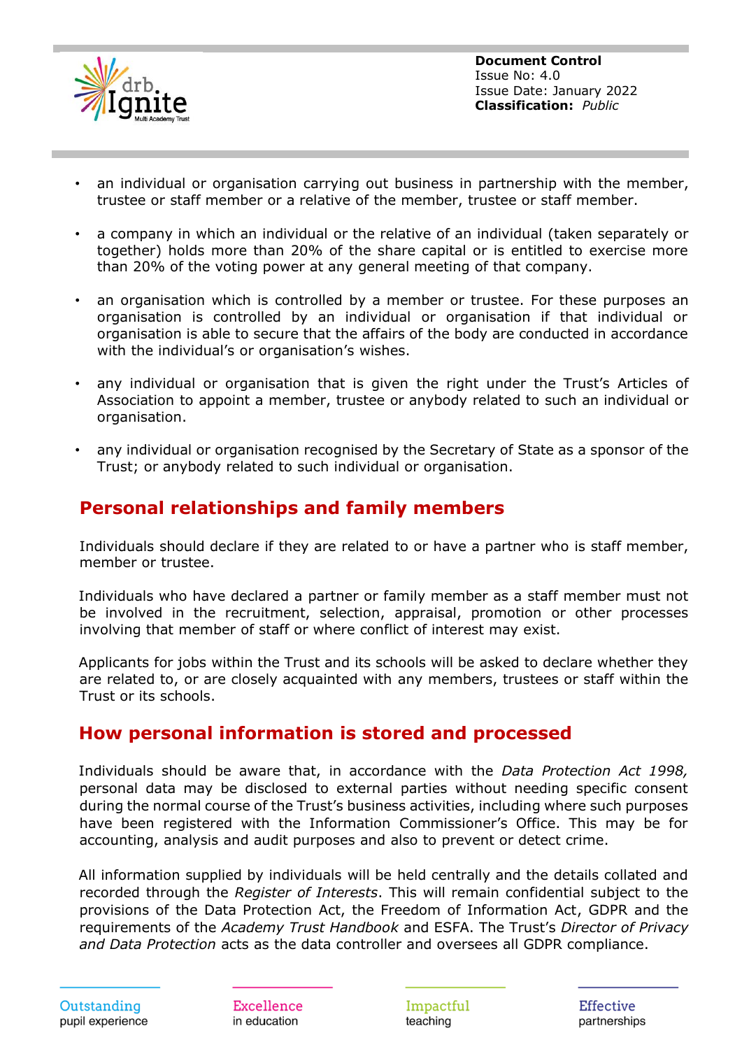- an individual or organisation carrying out business in partnership with the member, trustee or staff member or a relative of the member, trustee or staff member.
- a company in which an individual or the relative of an individual (taken separately or together) holds more than 20% of the share capital or is entitled to exercise more than 20% of the voting power at any general meeting of that company.
- an organisation which is controlled by a member or trustee. For these purposes an organisation is controlled by an individual or organisation if that individual or organisation is able to secure that the affairs of the body are conducted in accordance with the individual's or organisation's wishes.
- any individual or organisation that is given the right under the Trust's Articles of Association to appoint a member, trustee or anybody related to such an individual or organisation.
- any individual or organisation recognised by the Secretary of State as a sponsor of the Trust; or anybody related to such individual or organisation.

## Personal relationships and family members

Individuals should declare if they are related to or have a partner who is staff member, member or trustee.

Individuals who have declared a partner or family member as a staff member must not be involved in the recruitment, selection, appraisal, promotion or other processes involving that member of staff or where conflict of interest may exist.

Applicants for jobs within the Trust and its schools will be asked to declare whether they are related to, or are closely acquainted with any members, trustees or staff within the Trust or its schools.

## How personal information is stored and processed

Individuals should be aware that, in accordance with the *Data Protection Act 1998,* personal data may be disclosed to external parties without needing specific consent during the normal course of the Trust's business activities, including where such purposes have been registered with the Information Commissioner's Office. This may be for accounting, analysis and audit purposes and also to prevent or detect crime.

All information supplied by individuals will be held centrally and the details collated and recorded through the *Register of Interests*. This will remain confidential subject to the provisions of the Data Protection Act, the Freedom of Information Act, GDPR and the requirements of the *Academy Trust Handbook* and ESFA. The Trust's *Director of Privacy and Data Protection* acts as the data controller and oversees all GDPR compliance.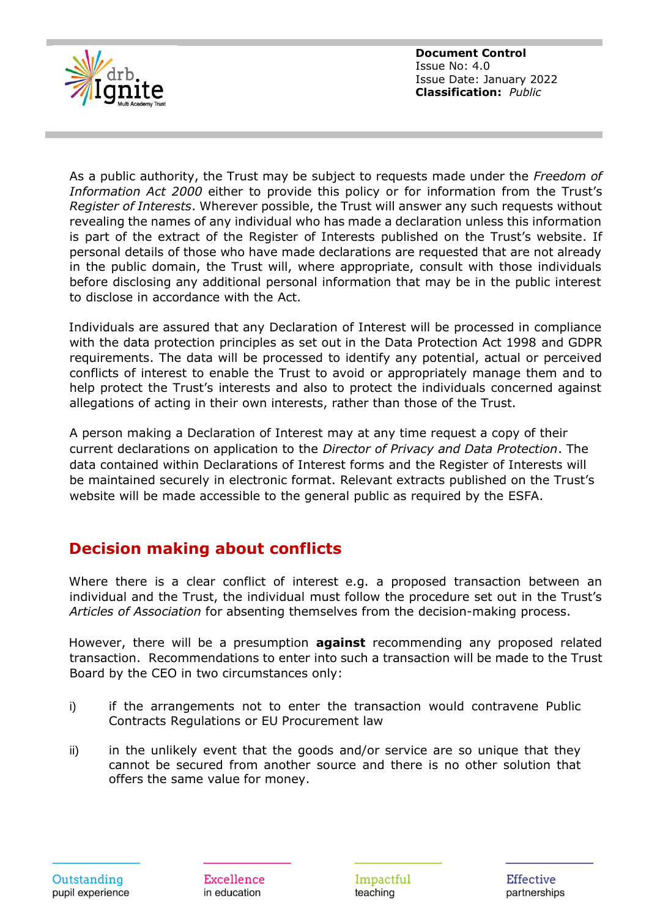As a public authority, the Trust may be subject to requests made under the *Freedom of Information Act 2000* either to provide this policy or for information from the Trust's *Register of Interests*. Wherever possible, the Trust will answer any such requests without revealing the names of any individual who has made a declaration unless this information is part of the extract of the Register of Interests published on the Trust's website. If personal details of those who have made declarations are requested that are not already in the public domain, the Trust will, where appropriate, consult with those individuals before disclosing any additional personal information that may be in the public interest to disclose in accordance with the Act.

Individuals are assured that any Declaration of Interest will be processed in compliance with the data protection principles as set out in the Data Protection Act 1998 and GDPR requirements. The data will be processed to identify any potential, actual or perceived conflicts of interest to enable the Trust to avoid or appropriately manage them and to help protect the Trust's interests and also to protect the individuals concerned against allegations of acting in their own interests, rather than those of the Trust.

A person making a Declaration of Interest may at any time request a copy of their current declarations on application to the *Director of Privacy and Data Protection*. The data contained within Declarations of Interest forms and the Register of Interests will be maintained securely in electronic format. Relevant extracts published on the Trust's website will be made accessible to the general public as required by the ESFA.

## Decision making about conflicts

Where there is a clear conflict of interest e.g. a proposed transaction between an individual and the Trust, the individual must follow the procedure set out in the Trust's *Articles of Association* for absenting themselves from the decision-making process.

However, there will be a presumption **against** recommending any proposed related transaction. Recommendations to enter into such a transaction will be made to the Trust Board by the CEO in two circumstances only:

i) if the arrangements not to enter the transaction would contravene Public Contracts Regulations or EU Procurement law

ii) in the unlikely event that the goods and/or service are so unique that they cannot be secured from another source and there is no other solution that offers the same value for money.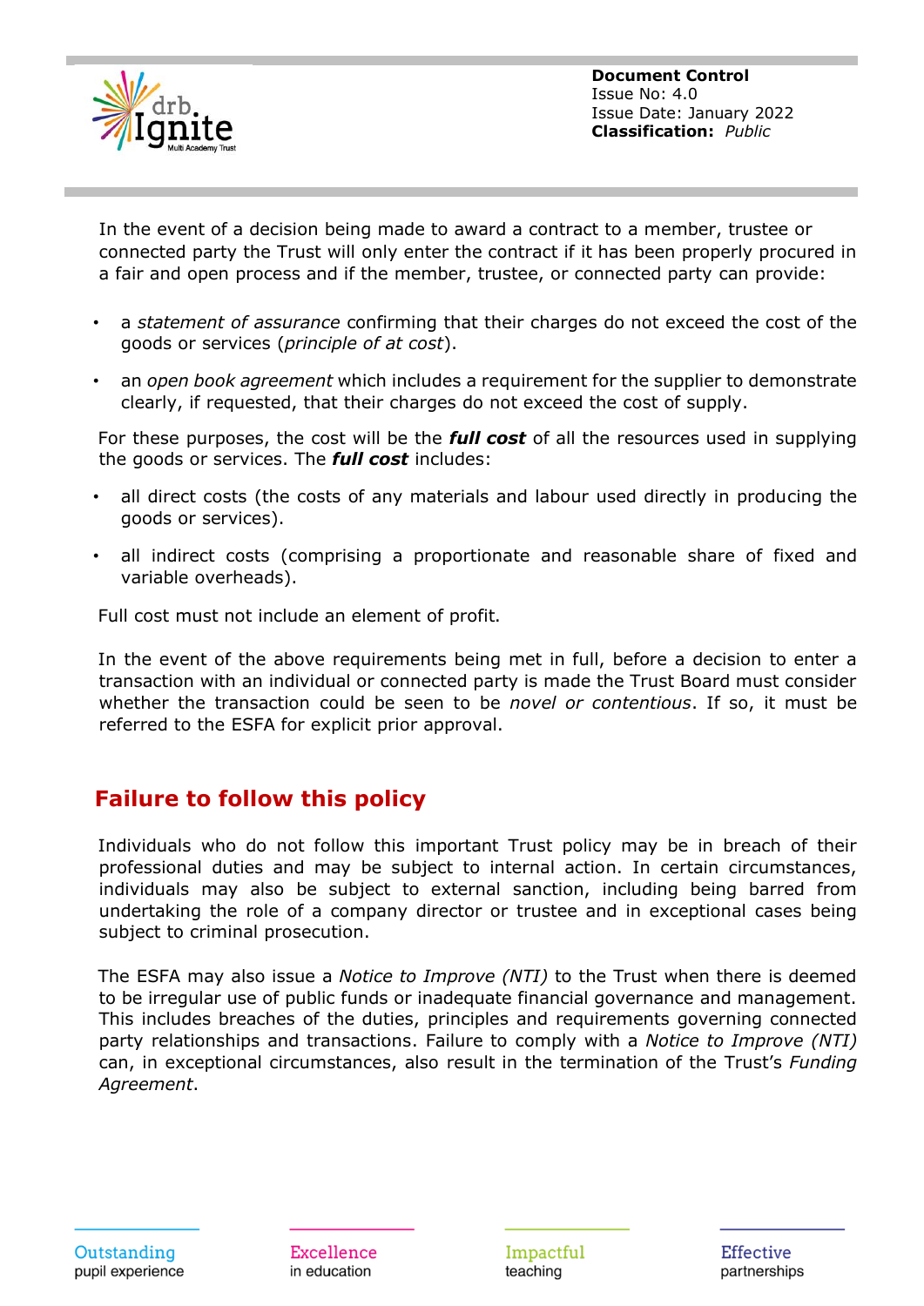In the event of a decision being made to award a contract to a member, trustee or connected party the Trust will only enter the contract if it has been properly procured in a fair and open process and if the member, trustee, or connected party can provide:

- a *statement of assurance* confirming that their charges do not exceed the cost of the goods or services (*principle of at cost*).
- an *open book agreement* which includes a requirement for the supplier to demonstrate clearly, if requested, that their charges do not exceed the cost of supply.

For these purposes, the cost will be the ***full cost*** of all the resources used in supplying the goods or services. The ***full cost*** includes:

- all direct costs (the costs of any materials and labour used directly in producing the goods or services).
- all indirect costs (comprising a proportionate and reasonable share of fixed and variable overheads).

Full cost must not include an element of profit.

In the event of the above requirements being met in full, before a decision to enter a transaction with an individual or connected party is made the Trust Board must consider whether the transaction could be seen to be *novel or contentious*. If so, it must be referred to the ESFA for explicit prior approval.

## Failure to follow this policy

Individuals who do not follow this important Trust policy may be in breach of their professional duties and may be subject to internal action. In certain circumstances, individuals may also be subject to external sanction, including being barred from undertaking the role of a company director or trustee and in exceptional cases being subject to criminal prosecution.

The ESFA may also issue a *Notice to Improve (NTI)* to the Trust when there is deemed to be irregular use of public funds or inadequate financial governance and management. This includes breaches of the duties, principles and requirements governing connected party relationships and transactions. Failure to comply with a *Notice to Improve (NTI)* can, in exceptional circumstances, also result in the termination of the Trust's *Funding Agreement*.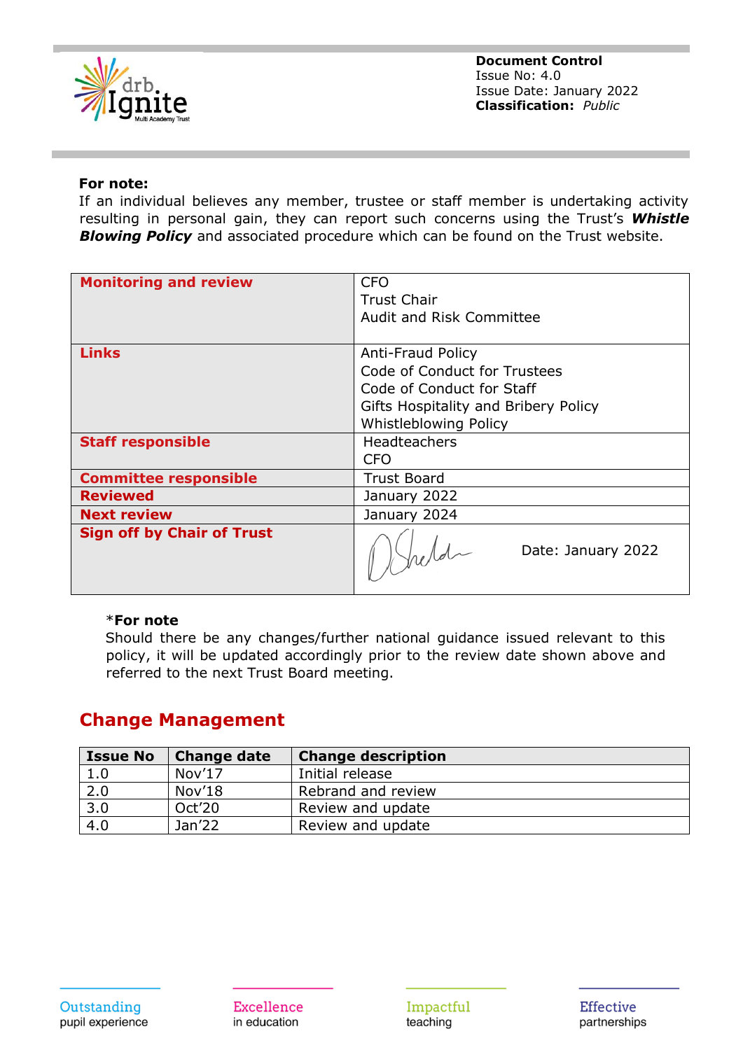**Document Control**
Issue No: 4.0
Issue Date: January 2022
**Classification:** *Public*

**For note:**
If an individual believes any member, trustee or staff member is undertaking activity resulting in personal gain, they can report such concerns using the Trust's ***Whistle Blowing Policy*** and associated procedure which can be found on the Trust website.

| | |
|---|---|
| **Monitoring and review** | CFO<br>Trust Chair<br>Audit and Risk Committee |
| **Links** | Anti-Fraud Policy<br>Code of Conduct for Trustees<br>Code of Conduct for Staff<br>Gifts Hospitality and Bribery Policy<br>Whistleblowing Policy |
| **Staff responsible** | Headteachers<br>CFO |
| **Committee responsible** | Trust Board |
| **Reviewed** | January 2022 |
| **Next review** | January 2024 |
| **Sign off by Chair of Trust** | Date: January 2022 |

*__For note__
Should there be any changes/further national guidance issued relevant to this policy, it will be updated accordingly prior to the review date shown above and referred to the next Trust Board meeting.

## Change Management

| Issue No | Change date | Change description |
|---|---|---|
| 1.0 | Nov'17 | Initial release |
| 2.0 | Nov'18 | Rebrand and review |
| 3.0 | Oct'20 | Review and update |
| 4.0 | Jan'22 | Review and update |